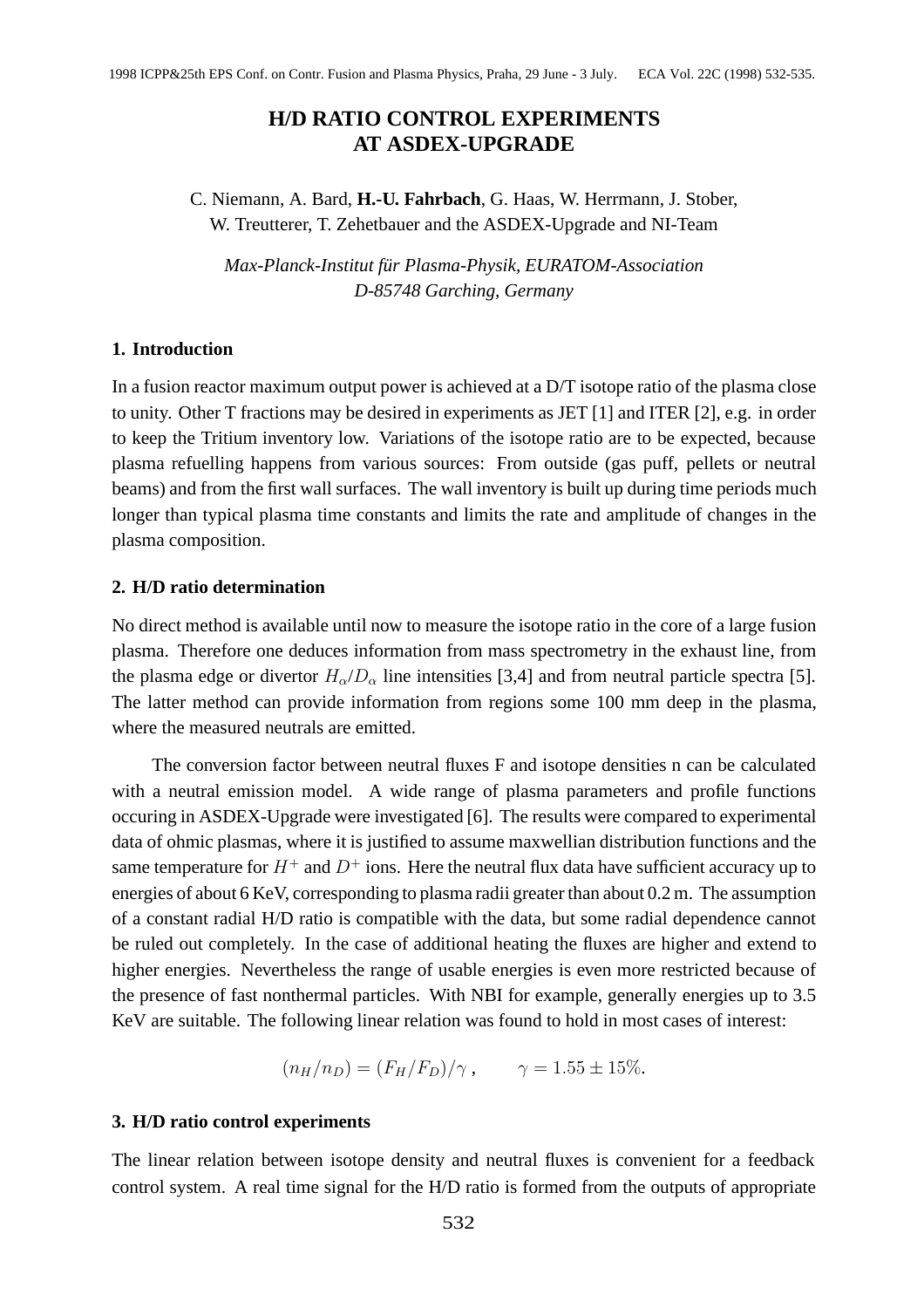# H/D RATIO CONTROL EXPERIMENTS AT ASDEX-UPGRADE

C. Niemann, A. Bard, **H.-U. Fahrbach**, G. Haas, W. Herrmann, J. Stober, W. Treutterer, T. Zehetbauer and the ASDEX-Upgrade and NI-Team

*Max-Planck-Institut für Plasma-Physik, EURATOM-Association*
*D-85748 Garching, Germany*

## 1. Introduction

In a fusion reactor maximum output power is achieved at a D/T isotope ratio of the plasma close to unity. Other T fractions may be desired in experiments as JET [1] and ITER [2], e.g. in order to keep the Tritium inventory low. Variations of the isotope ratio are to be expected, because plasma refuelling happens from various sources: From outside (gas puff, pellets or neutral beams) and from the first wall surfaces. The wall inventory is built up during time periods much longer than typical plasma time constants and limits the rate and amplitude of changes in the plasma composition.

## 2. H/D ratio determination

No direct method is available until now to measure the isotope ratio in the core of a large fusion plasma. Therefore one deduces information from mass spectrometry in the exhaust line, from the plasma edge or divertor $H_\alpha/D_\alpha$ line intensities [3,4] and from neutral particle spectra [5]. The latter method can provide information from regions some 100 mm deep in the plasma, where the measured neutrals are emitted.

The conversion factor between neutral fluxes F and isotope densities n can be calculated with a neutral emission model. A wide range of plasma parameters and profile functions occuring in ASDEX-Upgrade were investigated [6]. The results were compared to experimental data of ohmic plasmas, where it is justified to assume maxwellian distribution functions and the same temperature for $H^+$ and $D^+$ ions. Here the neutral flux data have sufficient accuracy up to energies of about 6 KeV, corresponding to plasma radii greater than about 0.2 m. The assumption of a constant radial H/D ratio is compatible with the data, but some radial dependence cannot be ruled out completely. In the case of additional heating the fluxes are higher and extend to higher energies. Nevertheless the range of usable energies is even more restricted because of the presence of fast nonthermal particles. With NBI for example, generally energies up to 3.5 KeV are suitable. The following linear relation was found to hold in most cases of interest:

$$(n_H/n_D) = (F_H/F_D)/\gamma\,, \qquad \gamma = 1.55 \pm 15\%.$$

## 3. H/D ratio control experiments

The linear relation between isotope density and neutral fluxes is convenient for a feedback control system. A real time signal for the H/D ratio is formed from the outputs of appropriate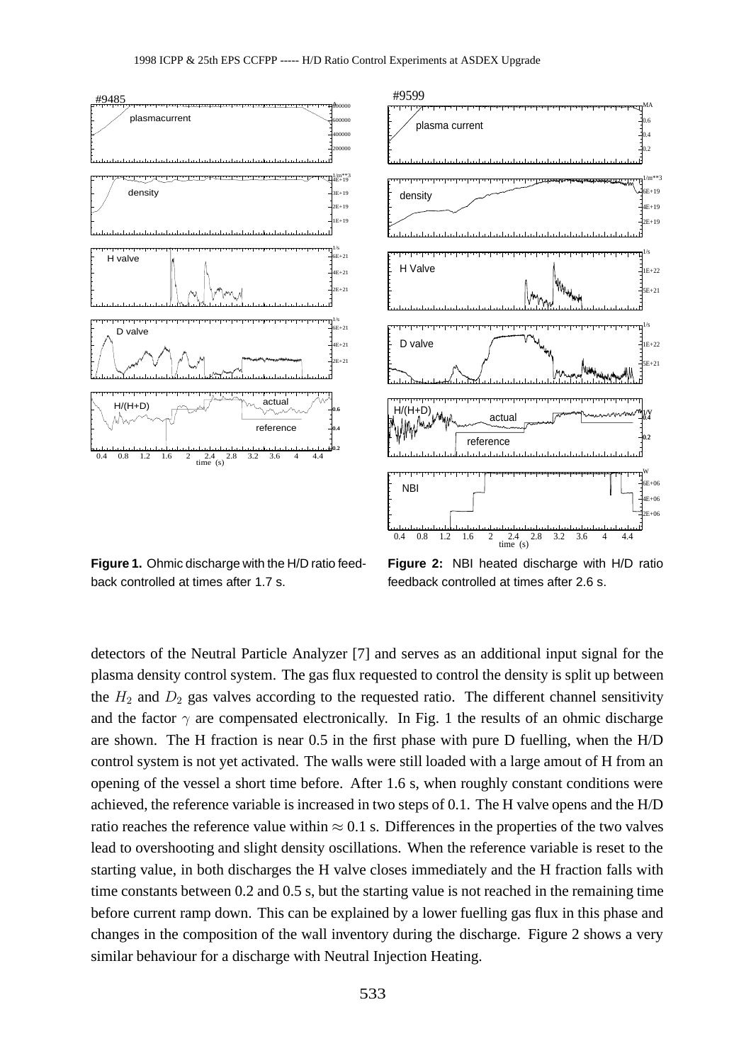**Figure 1.** Ohmic discharge with the H/D ratio feedback controlled at times after 1.7 s.

**Figure 2:** NBI heated discharge with H/D ratio feedback controlled at times after 2.6 s.

detectors of the Neutral Particle Analyzer [7] and serves as an additional input signal for the plasma density control system. The gas flux requested to control the density is split up between the $H_2$ and $D_2$ gas valves according to the requested ratio. The different channel sensitivity and the factor $\gamma$ are compensated electronically. In Fig. 1 the results of an ohmic discharge are shown. The H fraction is near 0.5 in the first phase with pure D fuelling, when the H/D control system is not yet activated. The walls were still loaded with a large amout of H from an opening of the vessel a short time before. After 1.6 s, when roughly constant conditions were achieved, the reference variable is increased in two steps of 0.1. The H valve opens and the H/D ratio reaches the reference value within $\approx$ 0.1 s. Differences in the properties of the two valves lead to overshooting and slight density oscillations. When the reference variable is reset to the starting value, in both discharges the H valve closes immediately and the H fraction falls with time constants between 0.2 and 0.5 s, but the starting value is not reached in the remaining time before current ramp down. This can be explained by a lower fuelling gas flux in this phase and changes in the composition of the wall inventory during the discharge. Figure 2 shows a very similar behaviour for a discharge with Neutral Injection Heating.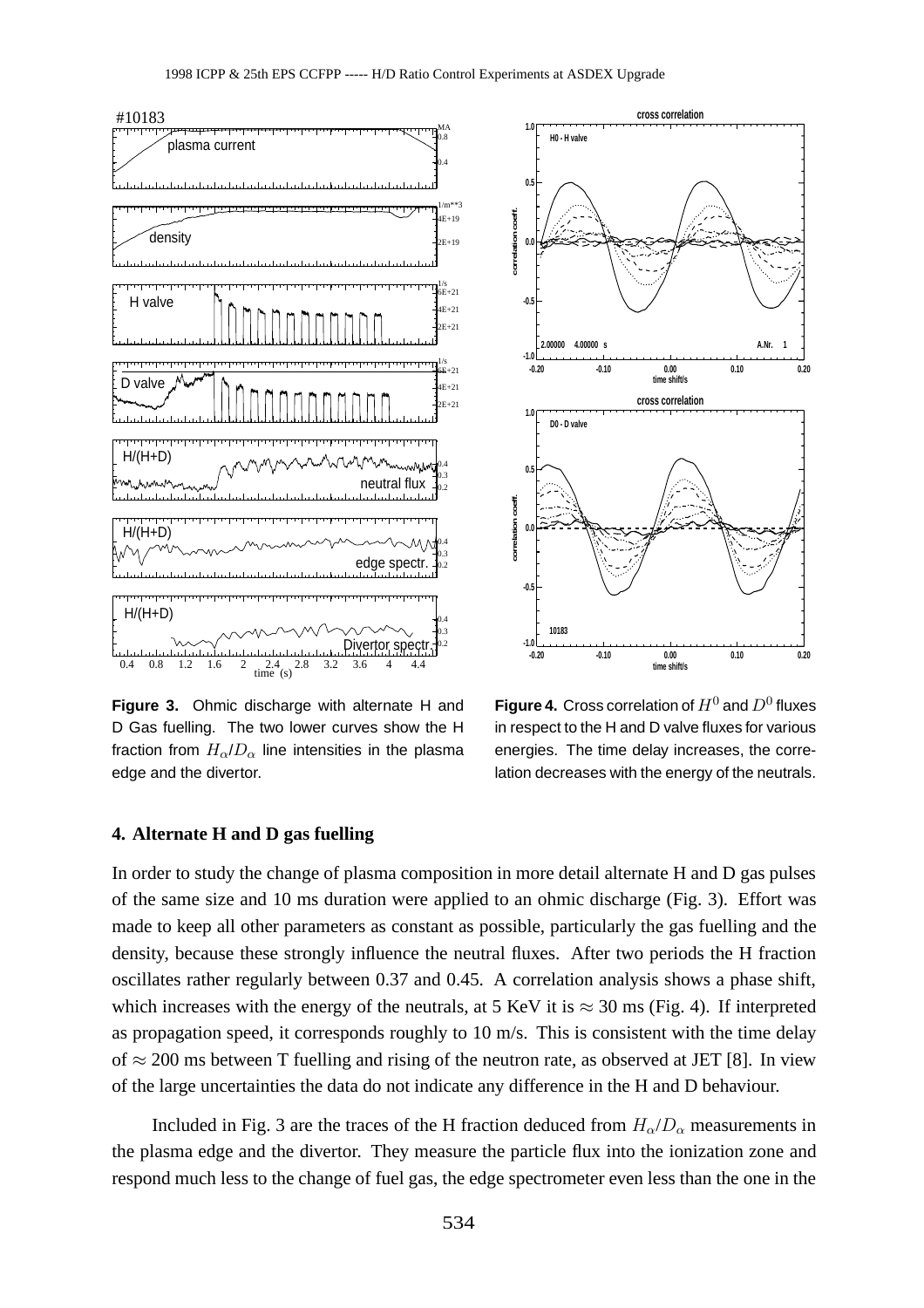**Figure 3.** Ohmic discharge with alternate H and D Gas fuelling. The two lower curves show the H fraction from $H_\alpha/D_\alpha$ line intensities in the plasma edge and the divertor.

**Figure 4.** Cross correlation of $H^0$ and $D^0$ fluxes in respect to the H and D valve fluxes for various energies. The time delay increases, the correlation decreases with the energy of the neutrals.

## 4. Alternate H and D gas fuelling

In order to study the change of plasma composition in more detail alternate H and D gas pulses of the same size and 10 ms duration were applied to an ohmic discharge (Fig. 3). Effort was made to keep all other parameters as constant as possible, particularly the gas fuelling and the density, because these strongly influence the neutral fluxes. After two periods the H fraction oscillates rather regularly between 0.37 and 0.45. A correlation analysis shows a phase shift, which increases with the energy of the neutrals, at 5 KeV it is $\approx$ 30 ms (Fig. 4). If interpreted as propagation speed, it corresponds roughly to 10 m/s. This is consistent with the time delay of $\approx$ 200 ms between T fuelling and rising of the neutron rate, as observed at JET [8]. In view of the large uncertainties the data do not indicate any difference in the H and D behaviour.

Included in Fig. 3 are the traces of the H fraction deduced from $H_\alpha/D_\alpha$ measurements in the plasma edge and the divertor. They measure the particle flux into the ionization zone and respond much less to the change of fuel gas, the edge spectrometer even less than the one in the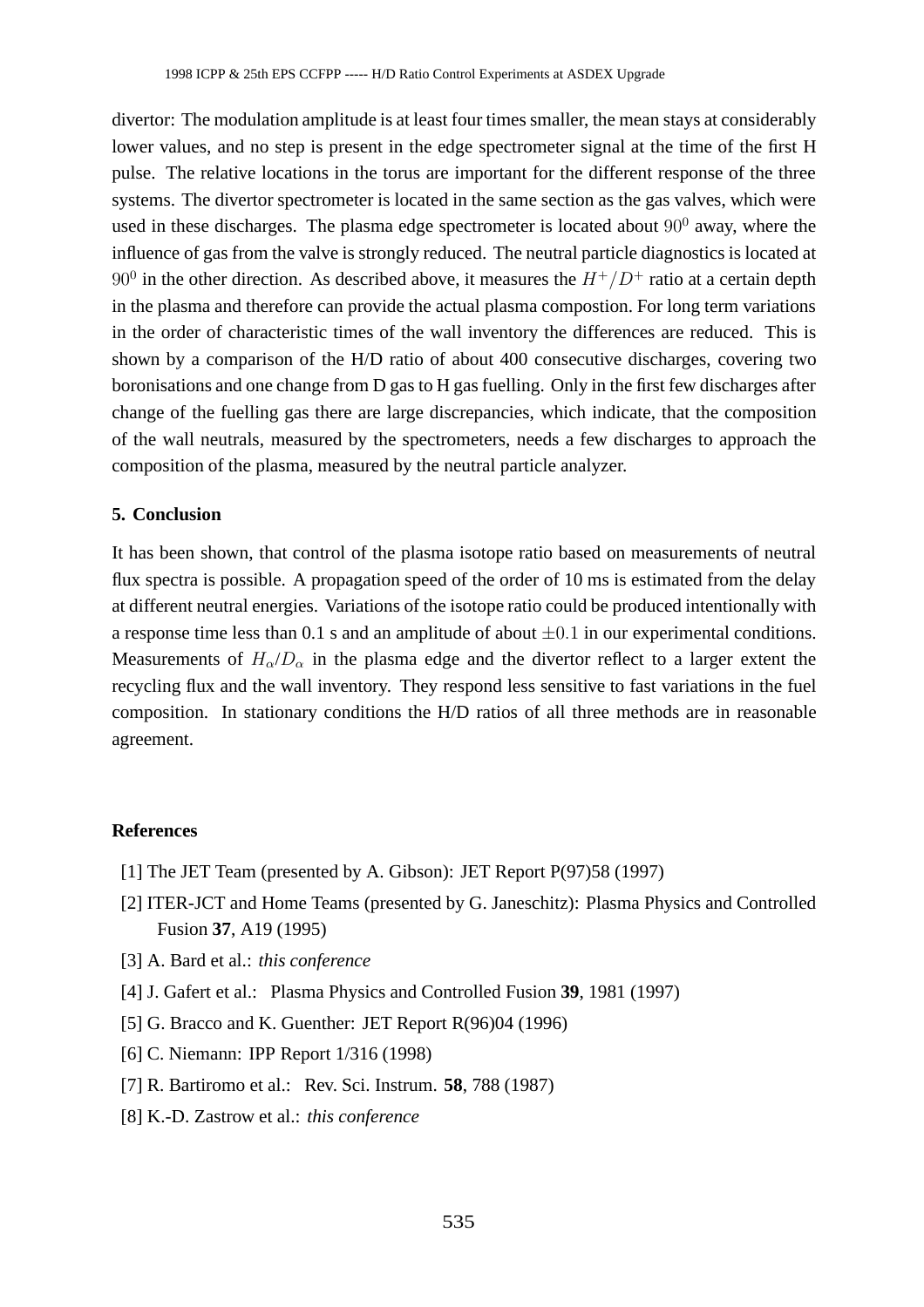divertor: The modulation amplitude is at least four times smaller, the mean stays at considerably lower values, and no step is present in the edge spectrometer signal at the time of the first H pulse. The relative locations in the torus are important for the different response of the three systems. The divertor spectrometer is located in the same section as the gas valves, which were used in these discharges. The plasma edge spectrometer is located about $90^0$ away, where the influence of gas from the valve is strongly reduced. The neutral particle diagnostics is located at $90^0$ in the other direction. As described above, it measures the $H^+/D^+$ ratio at a certain depth in the plasma and therefore can provide the actual plasma compostion. For long term variations in the order of characteristic times of the wall inventory the differences are reduced. This is shown by a comparison of the H/D ratio of about 400 consecutive discharges, covering two boronisations and one change from D gas to H gas fuelling. Only in the first few discharges after change of the fuelling gas there are large discrepancies, which indicate, that the composition of the wall neutrals, measured by the spectrometers, needs a few discharges to approach the composition of the plasma, measured by the neutral particle analyzer.

## 5. Conclusion

It has been shown, that control of the plasma isotope ratio based on measurements of neutral flux spectra is possible. A propagation speed of the order of 10 ms is estimated from the delay at different neutral energies. Variations of the isotope ratio could be produced intentionally with a response time less than 0.1 s and an amplitude of about $\pm 0.1$ in our experimental conditions. Measurements of $H_\alpha/D_\alpha$ in the plasma edge and the divertor reflect to a larger extent the recycling flux and the wall inventory. They respond less sensitive to fast variations in the fuel composition. In stationary conditions the H/D ratios of all three methods are in reasonable agreement.

## References

[1] The JET Team (presented by A. Gibson): JET Report P(97)58 (1997)

[2] ITER-JCT and Home Teams (presented by G. Janeschitz): Plasma Physics and Controlled Fusion **37**, A19 (1995)

[3] A. Bard et al.: *this conference*

[4] J. Gafert et al.: Plasma Physics and Controlled Fusion **39**, 1981 (1997)

[5] G. Bracco and K. Guenther: JET Report R(96)04 (1996)

[6] C. Niemann: IPP Report 1/316 (1998)

[7] R. Bartiromo et al.: Rev. Sci. Instrum. **58**, 788 (1987)

[8] K.-D. Zastrow et al.: *this conference*